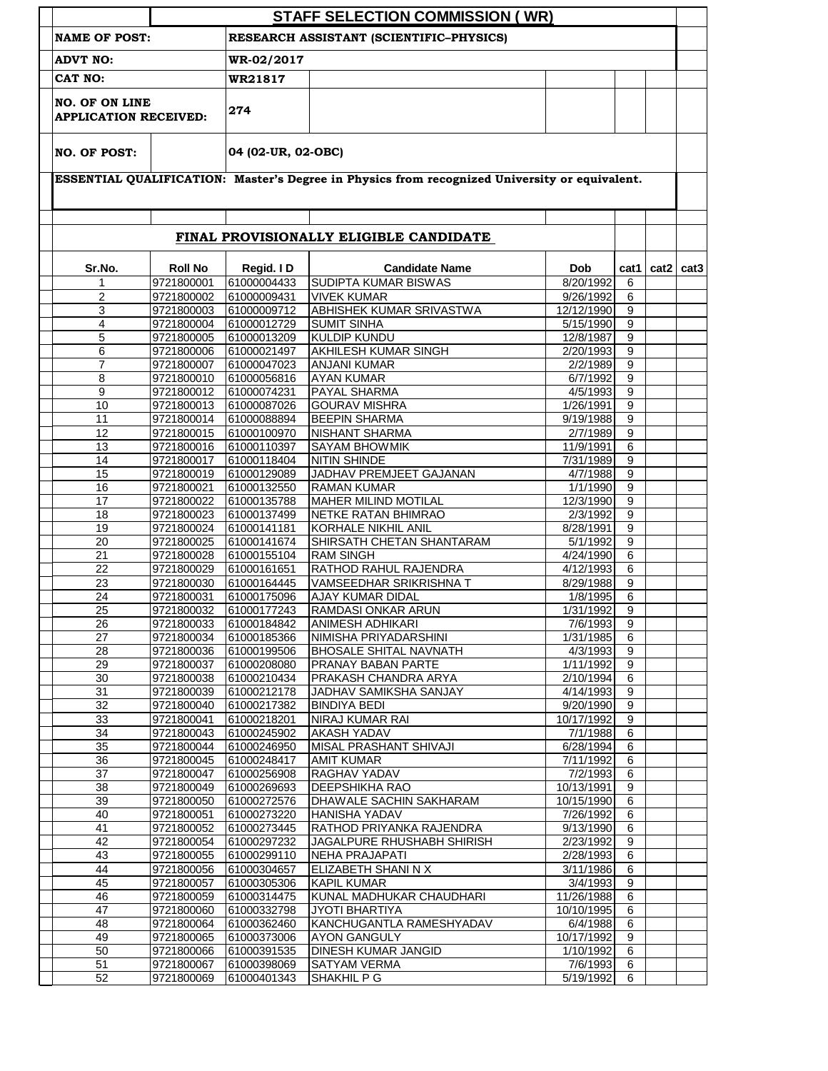## STAFF SELECTION COMMISSION ( WR)

**NAME OF POST:** RESEARCH ASSISTANT (SCIENTIFIC–PHYSICS)

**ADVT NO:** WR-02/2017

**CAT NO:** WR21817

**NO. OF ON LINE APPLICATION RECEIVED:** 274

**NO. OF POST:** 04 (02-UR, 02-OBC)

**ESSENTIAL QUALIFICATION:** Master's Degree in Physics from recognized University or equivalent.

### FINAL PROVISIONALLY ELIGIBLE CANDIDATE

| Sr.No. | Roll No | Regid. I D | Candidate Name | Dob | cat1 | cat2 | cat3 |
|---|---|---|---|---|---|---|---|
| 1 | 9721800001 | 61000004433 | SUDIPTA KUMAR BISWAS | 8/20/1992 | 6 | | |
| 2 | 9721800002 | 61000009431 | VIVEK KUMAR | 9/26/1992 | 6 | | |
| 3 | 9721800003 | 61000009712 | ABHISHEK KUMAR SRIVASTWA | 12/12/1990 | 9 | | |
| 4 | 9721800004 | 61000012729 | SUMIT SINHA | 5/15/1990 | 9 | | |
| 5 | 9721800005 | 61000013209 | KULDIP KUNDU | 12/8/1987 | 9 | | |
| 6 | 9721800006 | 61000021497 | AKHILESH KUMAR SINGH | 2/20/1993 | 9 | | |
| 7 | 9721800007 | 61000047023 | ANJANI KUMAR | 2/2/1989 | 9 | | |
| 8 | 9721800010 | 61000056816 | AYAN KUMAR | 6/7/1992 | 9 | | |
| 9 | 9721800012 | 61000074231 | PAYAL SHARMA | 4/5/1993 | 9 | | |
| 10 | 9721800013 | 61000087026 | GOURAV MISHRA | 1/26/1991 | 9 | | |
| 11 | 9721800014 | 61000088894 | BEEPIN SHARMA | 9/19/1988 | 9 | | |
| 12 | 9721800015 | 61000100970 | NISHANT SHARMA | 2/7/1989 | 9 | | |
| 13 | 9721800016 | 61000110397 | SAYAM BHOWMIK | 11/9/1991 | 6 | | |
| 14 | 9721800017 | 61000118404 | NITIN SHINDE | 7/31/1989 | 9 | | |
| 15 | 9721800019 | 61000129089 | JADHAV PREMJEET GAJANAN | 4/7/1988 | 9 | | |
| 16 | 9721800021 | 61000132550 | RAMAN KUMAR | 1/1/1990 | 9 | | |
| 17 | 9721800022 | 61000135788 | MAHER MILIND MOTILAL | 12/3/1990 | 9 | | |
| 18 | 9721800023 | 61000137499 | NETKE RATAN BHIMRAO | 2/3/1992 | 9 | | |
| 19 | 9721800024 | 61000141181 | KORHALE NIKHIL ANIL | 8/28/1991 | 9 | | |
| 20 | 9721800025 | 61000141674 | SHIRSATH CHETAN SHANTARAM | 5/1/1992 | 9 | | |
| 21 | 9721800028 | 61000155104 | RAM SINGH | 4/24/1990 | 6 | | |
| 22 | 9721800029 | 61000161651 | RATHOD RAHUL RAJENDRA | 4/12/1993 | 6 | | |
| 23 | 9721800030 | 61000164445 | VAMSEEDHAR SRIKRISHNA T | 8/29/1988 | 9 | | |
| 24 | 9721800031 | 61000175096 | AJAY KUMAR DIDAL | 1/8/1995 | 6 | | |
| 25 | 9721800032 | 61000177243 | RAMDASI ONKAR ARUN | 1/31/1992 | 9 | | |
| 26 | 9721800033 | 61000184842 | ANIMESH ADHIKARI | 7/6/1993 | 9 | | |
| 27 | 9721800034 | 61000185366 | NIMISHA PRIYADARSHINI | 1/31/1985 | 6 | | |
| 28 | 9721800036 | 61000199506 | BHOSALE SHITAL NAVNATH | 4/3/1993 | 9 | | |
| 29 | 9721800037 | 61000208080 | PRANAY BABAN PARTE | 1/11/1992 | 9 | | |
| 30 | 9721800038 | 61000210434 | PRAKASH CHANDRA ARYA | 2/10/1994 | 6 | | |
| 31 | 9721800039 | 61000212178 | JADHAV SAMIKSHA SANJAY | 4/14/1993 | 9 | | |
| 32 | 9721800040 | 61000217382 | BINDIYA BEDI | 9/20/1990 | 9 | | |
| 33 | 9721800041 | 61000218201 | NIRAJ KUMAR RAI | 10/17/1992 | 9 | | |
| 34 | 9721800043 | 61000245902 | AKASH YADAV | 7/1/1988 | 6 | | |
| 35 | 9721800044 | 61000246950 | MISAL PRASHANT SHIVAJI | 6/28/1994 | 6 | | |
| 36 | 9721800045 | 61000248417 | AMIT KUMAR | 7/11/1992 | 6 | | |
| 37 | 9721800047 | 61000256908 | RAGHAV YADAV | 7/2/1993 | 6 | | |
| 38 | 9721800049 | 61000269693 | DEEPSHIKHA RAO | 10/13/1991 | 9 | | |
| 39 | 9721800050 | 61000272576 | DHAWALE SACHIN SAKHARAM | 10/15/1990 | 6 | | |
| 40 | 9721800051 | 61000273220 | HANISHA YADAV | 7/26/1992 | 6 | | |
| 41 | 9721800052 | 61000273445 | RATHOD PRIYANKA RAJENDRA | 9/13/1990 | 6 | | |
| 42 | 9721800054 | 61000297232 | JAGALPURE RHUSHABH SHIRISH | 2/23/1992 | 9 | | |
| 43 | 9721800055 | 61000299110 | NEHA PRAJAPATI | 2/28/1993 | 6 | | |
| 44 | 9721800056 | 61000304657 | ELIZABETH SHANI N X | 3/11/1986 | 6 | | |
| 45 | 9721800057 | 61000305306 | KAPIL KUMAR | 3/4/1993 | 9 | | |
| 46 | 9721800059 | 61000314475 | KUNAL MADHUKAR CHAUDHARI | 11/26/1988 | 6 | | |
| 47 | 9721800060 | 61000332798 | JYOTI BHARTIYA | 10/10/1995 | 6 | | |
| 48 | 9721800064 | 61000362460 | KANCHUGANTLA RAMESHYADAV | 6/4/1988 | 6 | | |
| 49 | 9721800065 | 61000373006 | AYON GANGULY | 10/17/1992 | 9 | | |
| 50 | 9721800066 | 61000391535 | DINESH KUMAR JANGID | 1/10/1992 | 6 | | |
| 51 | 9721800067 | 61000398069 | SATYAM VERMA | 7/6/1993 | 6 | | |
| 52 | 9721800069 | 61000401343 | SHAKHIL P G | 5/19/1992 | 6 | | |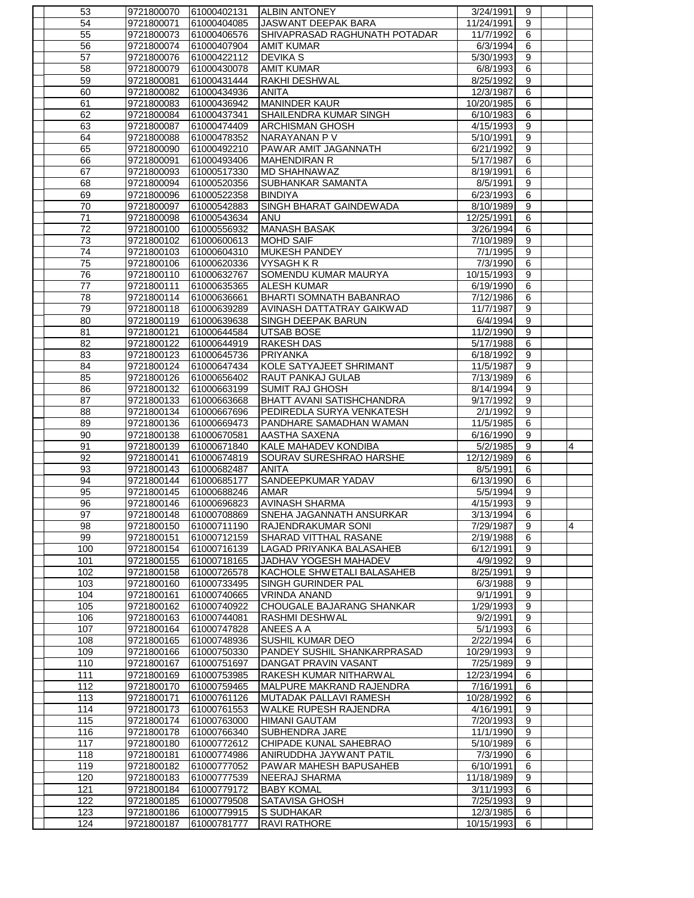| | | | | | | | | |
|---|---|---|---|---|---|---|---|---|
| | 53 | 9721800070 | 61000402131 | ALBIN ANTONEY | 3/24/1991 | 9 | | |
| | 54 | 9721800071 | 61000404085 | JASWANT DEEPAK BARA | 11/24/1991 | 9 | | |
| | 55 | 9721800073 | 61000406576 | SHIVAPRASAD RAGHUNATH POTADAR | 11/7/1992 | 6 | | |
| | 56 | 9721800074 | 61000407904 | AMIT KUMAR | 6/3/1994 | 6 | | |
| | 57 | 9721800076 | 61000422112 | DEVIKA S | 5/30/1993 | 9 | | |
| | 58 | 9721800079 | 61000430078 | AMIT KUMAR | 6/8/1993 | 6 | | |
| | 59 | 9721800081 | 61000431444 | RAKHI DESHWAL | 8/25/1992 | 9 | | |
| | 60 | 9721800082 | 61000434936 | ANITA | 12/3/1987 | 6 | | |
| | 61 | 9721800083 | 61000436942 | MANINDER KAUR | 10/20/1985 | 6 | | |
| | 62 | 9721800084 | 61000437341 | SHAILENDRA KUMAR SINGH | 6/10/1983 | 6 | | |
| | 63 | 9721800087 | 61000474409 | ARCHISMAN GHOSH | 4/15/1993 | 9 | | |
| | 64 | 9721800088 | 61000478352 | NARAYANAN P V | 5/10/1991 | 9 | | |
| | 65 | 9721800090 | 61000492210 | PAWAR AMIT JAGANNATH | 6/21/1992 | 9 | | |
| | 66 | 9721800091 | 61000493406 | MAHENDIRAN R | 5/17/1987 | 6 | | |
| | 67 | 9721800093 | 61000517330 | MD SHAHNAWAZ | 8/19/1991 | 6 | | |
| | 68 | 9721800094 | 61000520356 | SUBHANKAR SAMANTA | 8/5/1991 | 9 | | |
| | 69 | 9721800096 | 61000522358 | BINDIYA | 6/23/1993 | 6 | | |
| | 70 | 9721800097 | 61000542883 | SINGH BHARAT GAINDEWADA | 8/10/1989 | 9 | | |
| | 71 | 9721800098 | 61000543634 | ANU | 12/25/1991 | 6 | | |
| | 72 | 9721800100 | 61000556932 | MANASH BASAK | 3/26/1994 | 6 | | |
| | 73 | 9721800102 | 61000600613 | MOHD SAIF | 7/10/1989 | 9 | | |
| | 74 | 9721800103 | 61000604310 | MUKESH PANDEY | 7/1/1995 | 9 | | |
| | 75 | 9721800106 | 61000620336 | VYSAGH K R | 7/3/1990 | 6 | | |
| | 76 | 9721800110 | 61000632767 | SOMENDU KUMAR MAURYA | 10/15/1993 | 9 | | |
| | 77 | 9721800111 | 61000635365 | ALESH KUMAR | 6/19/1990 | 6 | | |
| | 78 | 9721800114 | 61000636661 | BHARTI SOMNATH BABANRAO | 7/12/1986 | 6 | | |
| | 79 | 9721800118 | 61000639289 | AVINASH DATTATRAY GAIKWAD | 11/7/1987 | 9 | | |
| | 80 | 9721800119 | 61000639638 | SINGH DEEPAK BARUN | 6/4/1994 | 9 | | |
| | 81 | 9721800121 | 61000644584 | UTSAB BOSE | 11/2/1990 | 9 | | |
| | 82 | 9721800122 | 61000644919 | RAKESH DAS | 5/17/1988 | 6 | | |
| | 83 | 9721800123 | 61000645736 | PRIYANKA | 6/18/1992 | 9 | | |
| | 84 | 9721800124 | 61000647434 | KOLE SATYAJEET SHRIMANT | 11/5/1987 | 9 | | |
| | 85 | 9721800126 | 61000656402 | RAUT PANKAJ GULAB | 7/13/1989 | 6 | | |
| | 86 | 9721800132 | 61000663199 | SUMIT RAJ GHOSH | 8/14/1994 | 9 | | |
| | 87 | 9721800133 | 61000663668 | BHATT AVANI SATISHCHANDRA | 9/17/1992 | 9 | | |
| | 88 | 9721800134 | 61000667696 | PEDIREDLA SURYA VENKATESH | 2/1/1992 | 9 | | |
| | 89 | 9721800136 | 61000669473 | PANDHARE SAMADHAN WAMAN | 11/5/1985 | 6 | | |
| | 90 | 9721800138 | 61000670581 | AASTHA SAXENA | 6/16/1990 | 9 | | |
| | 91 | 9721800139 | 61000671840 | KALE MAHADEV KONDIBA | 5/2/1985 | 9 | | 4 |
| | 92 | 9721800141 | 61000674819 | SOURAV SURESHRAO HARSHE | 12/12/1989 | 6 | | |
| | 93 | 9721800143 | 61000682487 | ANITA | 8/5/1991 | 6 | | |
| | 94 | 9721800144 | 61000685177 | SANDEEPKUMAR YADAV | 6/13/1990 | 6 | | |
| | 95 | 9721800145 | 61000688246 | AMAR | 5/5/1994 | 9 | | |
| | 96 | 9721800146 | 61000696823 | AVINASH SHARMA | 4/15/1993 | 9 | | |
| | 97 | 9721800148 | 61000708869 | SNEHA JAGANNATH ANSURKAR | 3/13/1994 | 6 | | |
| | 98 | 9721800150 | 61000711190 | RAJENDRAKUMAR SONI | 7/29/1987 | 9 | | 4 |
| | 99 | 9721800151 | 61000712159 | SHARAD VITTHAL RASANE | 2/19/1988 | 6 | | |
| | 100 | 9721800154 | 61000716139 | LAGAD PRIYANKA BALASAHEB | 6/12/1991 | 9 | | |
| | 101 | 9721800155 | 61000718165 | JADHAV YOGESH MAHADEV | 4/9/1992 | 9 | | |
| | 102 | 9721800158 | 61000726578 | KACHOLE SHWETALI BALASAHEB | 8/25/1991 | 9 | | |
| | 103 | 9721800160 | 61000733495 | SINGH GURINDER PAL | 6/3/1988 | 9 | | |
| | 104 | 9721800161 | 61000740665 | VRINDA ANAND | 9/1/1991 | 9 | | |
| | 105 | 9721800162 | 61000740922 | CHOUGALE BAJARANG SHANKAR | 1/29/1993 | 9 | | |
| | 106 | 9721800163 | 61000744081 | RASHMI DESHWAL | 9/2/1991 | 9 | | |
| | 107 | 9721800164 | 61000747828 | ANEES A A | 5/1/1993 | 6 | | |
| | 108 | 9721800165 | 61000748936 | SUSHIL KUMAR DEO | 2/22/1994 | 6 | | |
| | 109 | 9721800166 | 61000750330 | PANDEY SUSHIL SHANKARPRASAD | 10/29/1993 | 9 | | |
| | 110 | 9721800167 | 61000751697 | DANGAT PRAVIN VASANT | 7/25/1989 | 9 | | |
| | 111 | 9721800169 | 61000753985 | RAKESH KUMAR NITHARWAL | 12/23/1994 | 6 | | |
| | 112 | 9721800170 | 61000759465 | MALPURE MAKRAND RAJENDRA | 7/16/1991 | 6 | | |
| | 113 | 9721800171 | 61000761126 | MUTADAK PALLAVI RAMESH | 10/28/1992 | 6 | | |
| | 114 | 9721800173 | 61000761553 | WALKE RUPESH RAJENDRA | 4/16/1991 | 9 | | |
| | 115 | 9721800174 | 61000763000 | HIMANI GAUTAM | 7/20/1993 | 9 | | |
| | 116 | 9721800178 | 61000766340 | SUBHENDRA JARE | 11/1/1990 | 9 | | |
| | 117 | 9721800180 | 61000772612 | CHIPADE KUNAL SAHEBRAO | 5/10/1989 | 6 | | |
| | 118 | 9721800181 | 61000774986 | ANIRUDDHA JAYWANT PATIL | 7/3/1990 | 6 | | |
| | 119 | 9721800182 | 61000777052 | PAWAR MAHESH BAPUSAHEB | 6/10/1991 | 6 | | |
| | 120 | 9721800183 | 61000777539 | NEERAJ SHARMA | 11/18/1989 | 9 | | |
| | 121 | 9721800184 | 61000779172 | BABY KOMAL | 3/11/1993 | 6 | | |
| | 122 | 9721800185 | 61000779508 | SATAVISA GHOSH | 7/25/1993 | 9 | | |
| | 123 | 9721800186 | 61000779915 | S SUDHAKAR | 12/3/1985 | 6 | | |
| | 124 | 9721800187 | 61000781777 | RAVI RATHORE | 10/15/1993 | 6 | | |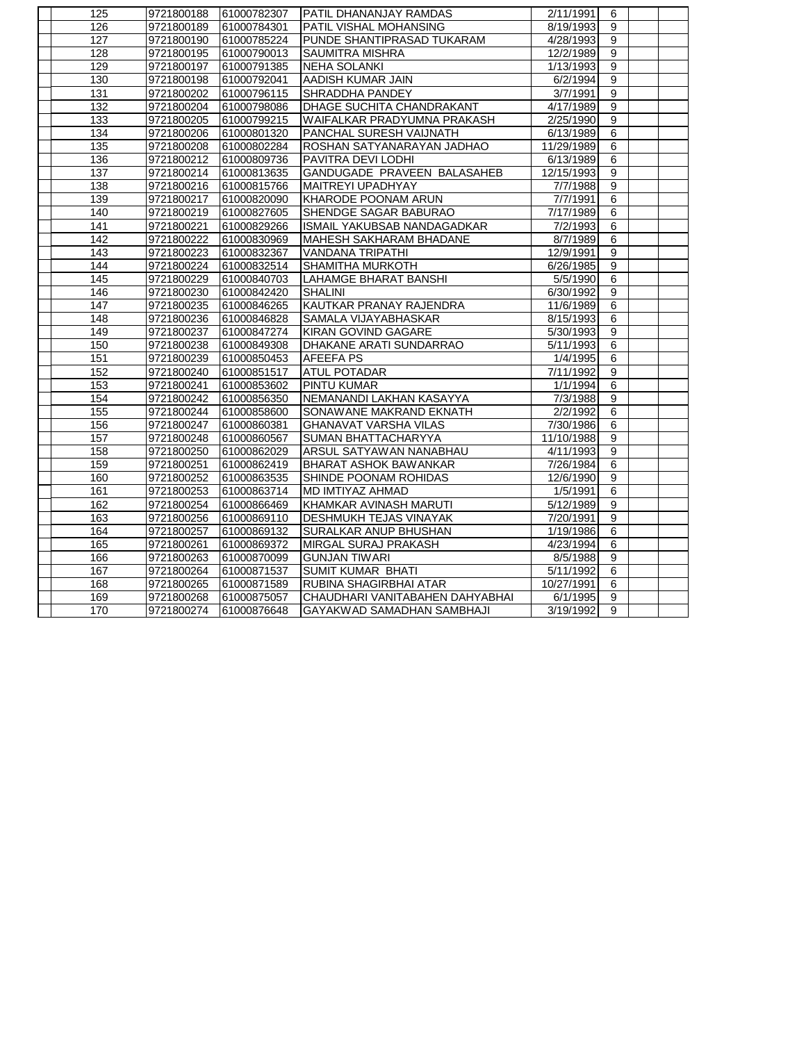| | | | | | | | | |
|---|---|---|---|---|---|---|---|---|
| | 125 | 9721800188 | 61000782307 | PATIL DHANANJAY RAMDAS | 2/11/1991 | 6 | | |
| | 126 | 9721800189 | 61000784301 | PATIL VISHAL MOHANSING | 8/19/1993 | 9 | | |
| | 127 | 9721800190 | 61000785224 | PUNDE SHANTIPRASAD TUKARAM | 4/28/1993 | 9 | | |
| | 128 | 9721800195 | 61000790013 | SAUMITRA MISHRA | 12/2/1989 | 9 | | |
| | 129 | 9721800197 | 61000791385 | NEHA SOLANKI | 1/13/1993 | 9 | | |
| | 130 | 9721800198 | 61000792041 | AADISH KUMAR JAIN | 6/2/1994 | 9 | | |
| | 131 | 9721800202 | 61000796115 | SHRADDHA PANDEY | 3/7/1991 | 9 | | |
| | 132 | 9721800204 | 61000798086 | DHAGE SUCHITA CHANDRAKANT | 4/17/1989 | 9 | | |
| | 133 | 9721800205 | 61000799215 | WAIFALKAR PRADYUMNA PRAKASH | 2/25/1990 | 9 | | |
| | 134 | 9721800206 | 61000801320 | PANCHAL SURESH VAIJNATH | 6/13/1989 | 6 | | |
| | 135 | 9721800208 | 61000802284 | ROSHAN SATYANARAYAN JADHAO | 11/29/1989 | 6 | | |
| | 136 | 9721800212 | 61000809736 | PAVITRA DEVI LODHI | 6/13/1989 | 6 | | |
| | 137 | 9721800214 | 61000813635 | GANDUGADE PRAVEEN BALASAHEB | 12/15/1993 | 9 | | |
| | 138 | 9721800216 | 61000815766 | MAITREYI UPADHYAY | 7/7/1988 | 9 | | |
| | 139 | 9721800217 | 61000820090 | KHARODE POONAM ARUN | 7/7/1991 | 6 | | |
| | 140 | 9721800219 | 61000827605 | SHENDGE SAGAR BABURAO | 7/17/1989 | 6 | | |
| | 141 | 9721800221 | 61000829266 | ISMAIL YAKUBSAB NANDAGADKAR | 7/2/1993 | 6 | | |
| | 142 | 9721800222 | 61000830969 | MAHESH SAKHARAM BHADANE | 8/7/1989 | 6 | | |
| | 143 | 9721800223 | 61000832367 | VANDANA TRIPATHI | 12/9/1991 | 9 | | |
| | 144 | 9721800224 | 61000832514 | SHAMITHA MURKOTH | 6/26/1985 | 9 | | |
| | 145 | 9721800229 | 61000840703 | LAHAMGE BHARAT BANSHI | 5/5/1990 | 6 | | |
| | 146 | 9721800230 | 61000842420 | SHALINI | 6/30/1992 | 9 | | |
| | 147 | 9721800235 | 61000846265 | KAUTKAR PRANAY RAJENDRA | 11/6/1989 | 6 | | |
| | 148 | 9721800236 | 61000846828 | SAMALA VIJAYABHASKAR | 8/15/1993 | 6 | | |
| | 149 | 9721800237 | 61000847274 | KIRAN GOVIND GAGARE | 5/30/1993 | 9 | | |
| | 150 | 9721800238 | 61000849308 | DHAKANE ARATI SUNDARRAO | 5/11/1993 | 6 | | |
| | 151 | 9721800239 | 61000850453 | AFEEFA PS | 1/4/1995 | 6 | | |
| | 152 | 9721800240 | 61000851517 | ATUL POTADAR | 7/11/1992 | 9 | | |
| | 153 | 9721800241 | 61000853602 | PINTU KUMAR | 1/1/1994 | 6 | | |
| | 154 | 9721800242 | 61000856350 | NEMANANDI LAKHAN KASAYYA | 7/3/1988 | 9 | | |
| | 155 | 9721800244 | 61000858600 | SONAWANE MAKRAND EKNATH | 2/2/1992 | 6 | | |
| | 156 | 9721800247 | 61000860381 | GHANAVAT VARSHA VILAS | 7/30/1986 | 6 | | |
| | 157 | 9721800248 | 61000860567 | SUMAN BHATTACHARYYA | 11/10/1988 | 9 | | |
| | 158 | 9721800250 | 61000862029 | ARSUL SATYAWAN NANABHAU | 4/11/1993 | 9 | | |
| | 159 | 9721800251 | 61000862419 | BHARAT ASHOK BAWANKAR | 7/26/1984 | 6 | | |
| | 160 | 9721800252 | 61000863535 | SHINDE POONAM ROHIDAS | 12/6/1990 | 9 | | |
| | 161 | 9721800253 | 61000863714 | MD IMTIYAZ AHMAD | 1/5/1991 | 6 | | |
| | 162 | 9721800254 | 61000866469 | KHAMKAR AVINASH MARUTI | 5/12/1989 | 9 | | |
| | 163 | 9721800256 | 61000869110 | DESHMUKH TEJAS VINAYAK | 7/20/1991 | 9 | | |
| | 164 | 9721800257 | 61000869132 | SURALKAR ANUP BHUSHAN | 1/19/1986 | 6 | | |
| | 165 | 9721800261 | 61000869372 | MIRGAL SURAJ PRAKASH | 4/23/1994 | 6 | | |
| | 166 | 9721800263 | 61000870099 | GUNJAN TIWARI | 8/5/1988 | 9 | | |
| | 167 | 9721800264 | 61000871537 | SUMIT KUMAR BHATI | 5/11/1992 | 6 | | |
| | 168 | 9721800265 | 61000871589 | RUBINA SHAGIRBHAI ATAR | 10/27/1991 | 6 | | |
| | 169 | 9721800268 | 61000875057 | CHAUDHARI VANITABAHEN DAHYABHAI | 6/1/1995 | 9 | | |
| | 170 | 9721800274 | 61000876648 | GAYAKWAD SAMADHAN SAMBHAJI | 3/19/1992 | 9 | | |